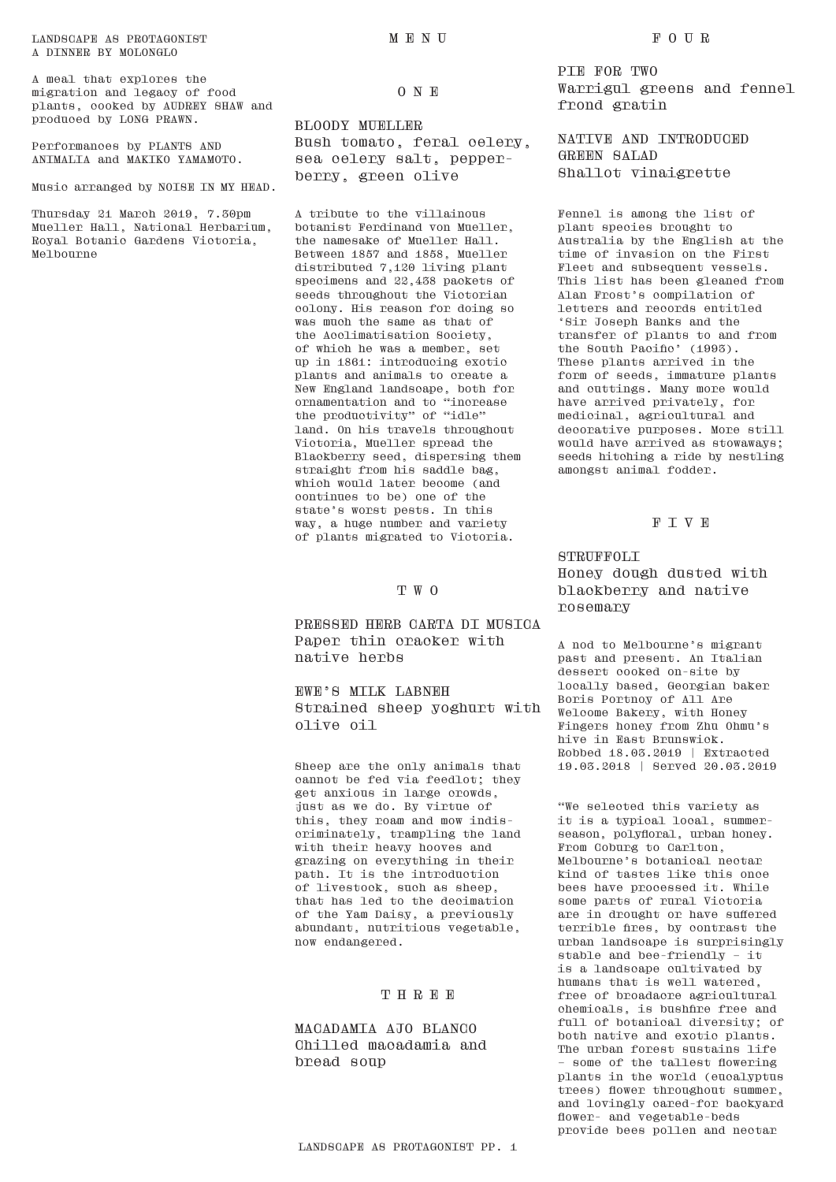LANDSCAPE AS PROTAGONIST
A DINNER BY MOLONGLO

A meal that explores the migration and legacy of food plants, cooked by AUDREY SHAW and produced by LONG PRAWN.

Performances by PLANTS AND ANIMALIA and MAKIKO YAMAMOTO.

Music arranged by NOISE IN MY HEAD.

Thursday 21 March 2019, 7.30pm
Mueller Hall, National Herbarium, Royal Botanic Gardens Victoria, Melbourne

# M E N U

## O N E

BLOODY MUELLER
Bush tomato, feral celery, sea celery salt, pepperberry, green olive

A tribute to the villainous botanist Ferdinand von Mueller, the namesake of Mueller Hall. Between 1857 and 1858, Mueller distributed 7,120 living plant specimens and 22,438 packets of seeds throughout the Victorian colony. His reason for doing so was much the same as that of the Acclimatisation Society, of which he was a member, set up in 1861: introducing exotic plants and animals to create a New England landscape, both for ornamentation and to "increase the productivity" of "idle" land. On his travels throughout Victoria, Mueller spread the Blackberry seed, dispersing them straight from his saddle bag, which would later become (and continues to be) one of the state's worst pests. In this way, a huge number and variety of plants migrated to Victoria.

## T W O

PRESSED HERB CARTA DI MUSICA
Paper thin cracker with native herbs

EWE'S MILK LABNEH
Strained sheep yoghurt with olive oil

Sheep are the only animals that cannot be fed via feedlot; they get anxious in large crowds, just as we do. By virtue of this, they roam and mow indiscriminately, trampling the land with their heavy hooves and grazing on everything in their path. It is the introduction of livestock, such as sheep, that has led to the decimation of the Yam Daisy, a previously abundant, nutritious vegetable, now endangered.

## T H R E E

MACADAMIA AJO BLANCO
Chilled macadamia and bread soup

## F O U R

PIE FOR TWO
Warrigul greens and fennel frond gratin

NATIVE AND INTRODUCED GREEN SALAD
Shallot vinaigrette

Fennel is among the list of plant species brought to Australia by the English at the time of invasion on the First Fleet and subsequent vessels. This list has been gleaned from Alan Frost's compilation of letters and records entitled 'Sir Joseph Banks and the transfer of plants to and from the South Pacific' (1993). These plants arrived in the form of seeds, immature plants and cuttings. Many more would have arrived privately, for medicinal, agricultural and decorative purposes. More still would have arrived as stowaways; seeds hitching a ride by nestling amongst animal fodder.

## F I V E

STRUFFOLI
Honey dough dusted with blackberry and native rosemary

A nod to Melbourne's migrant past and present. An Italian dessert cooked on-site by locally based, Georgian baker Boris Portnoy of All Are Welcome Bakery, with Honey Fingers honey from Zhu Ohmu's hive in East Brunswick.
Robbed 18.03.2019 | Extracted 19.03.2018 | Served 20.03.2019

"We selected this variety as it is a typical local, summer-season, polyfloral, urban honey. From Coburg to Carlton, Melbourne's botanical nectar kind of tastes like this once bees have processed it. While some parts of rural Victoria are in drought or have suffered terrible fires, by contrast the urban landscape is surprisingly stable and bee-friendly – it is a landscape cultivated by humans that is well watered, free of broadacre agricultural chemicals, is bushfire free and full of botanical diversity; of both native and exotic plants. The urban forest sustains life – some of the tallest flowering plants in the world (eucalyptus trees) flower throughout summer, and lovingly cared-for backyard flower- and vegetable-beds provide bees pollen and nectar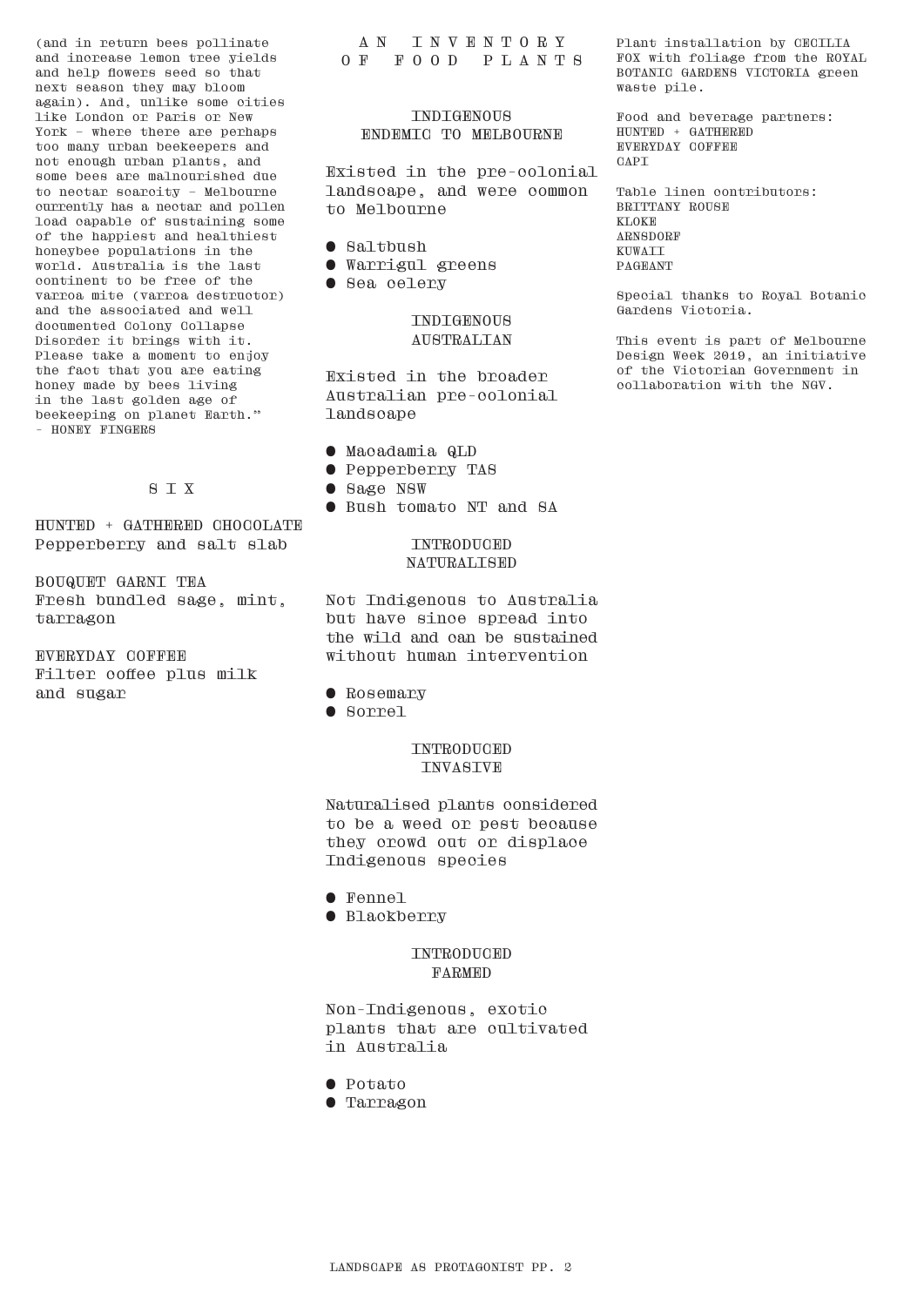(and in return bees pollinate and increase lemon tree yields and help flowers seed so that next season they may bloom again). And, unlike some cities like London or Paris or New York – where there are perhaps too many urban beekeepers and not enough urban plants, and some bees are malnourished due to nectar scarcity – Melbourne currently has a nectar and pollen load capable of sustaining some of the happiest and healthiest honeybee populations in the world. Australia is the last continent to be free of the varroa mite (varroa destructor) and the associated and well documented Colony Collapse Disorder it brings with it. Please take a moment to enjoy the fact that you are eating honey made by bees living in the last golden age of beekeeping on planet Earth."
– HONEY FINGERS

## S I X

HUNTED + GATHERED CHOCOLATE
Pepperberry and salt slab

BOUQUET GARNI TEA
Fresh bundled sage, mint, tarragon

EVERYDAY COFFEE
Filter coffee plus milk and sugar

## A N I N V E N T O R Y O F F O O D P L A N T S

### INDIGENOUS ENDEMIC TO MELBOURNE

Existed in the pre-colonial landscape, and were common to Melbourne

- Saltbush
- Warrigul greens
- Sea celery

### INDIGENOUS AUSTRALIAN

Existed in the broader Australian pre-colonial landscape

- Macadamia QLD
- Pepperberry TAS
- Sage NSW
- Bush tomato NT and SA

### INTRODUCED NATURALISED

Not Indigenous to Australia but have since spread into the wild and can be sustained without human intervention

- Rosemary
- Sorrel

### INTRODUCED INVASIVE

Naturalised plants considered to be a weed or pest because they crowd out or displace Indigenous species

- Fennel
- Blackberry

### INTRODUCED FARMED

Non-Indigenous, exotic plants that are cultivated in Australia

- Potato
- Tarragon

Plant installation by CECILIA FOX with foliage from the ROYAL BOTANIC GARDENS VICTORIA green waste pile.

Food and beverage partners:
HUNTED + GATHERED
EVERYDAY COFFEE
CAPI

Table linen contributors:
BRITTANY ROUSE
KLOKE
ARNSDORF
KUWAII
PAGEANT

Special thanks to Royal Botanic Gardens Victoria.

This event is part of Melbourne Design Week 2019, an initiative of the Victorian Government in collaboration with the NGV.